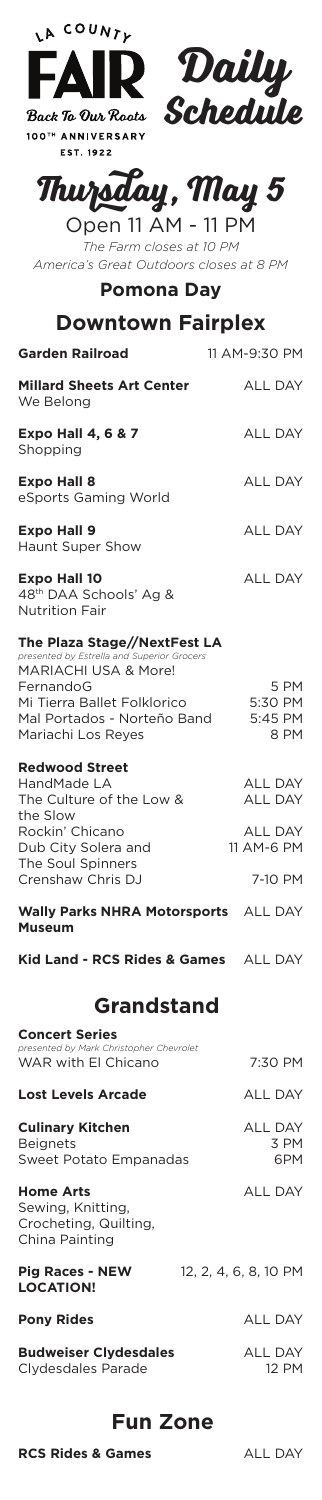LA COUNTY FAIR

Back To Our Roots

100TH ANNIVERSARY

EST. 1922

# Daily Schedule

## Thursday, May 5

Open 11 AM - 11 PM

*The Farm closes at 10 PM*

*America's Great Outdoors closes at 8 PM*

**Pomona Day**

## Downtown Fairplex

| | |
|---|---|
| **Garden Railroad** | 11 AM-9:30 PM |
| **Millard Sheets Art Center** | ALL DAY |
| We Belong | |
| **Expo Hall 4, 6 & 7** | ALL DAY |
| Shopping | |
| **Expo Hall 8** | ALL DAY |
| eSports Gaming World | |
| **Expo Hall 9** | ALL DAY |
| Haunt Super Show | |
| **Expo Hall 10** | ALL DAY |
| 48th DAA Schools' Ag & Nutrition Fair | |
| **The Plaza Stage//NextFest LA** | |
| *presented by Estrella and Superior Grocers* | |
| MARIACHI USA & More! | |
| FernandoG | 5 PM |
| Mi Tierra Ballet Folklorico | 5:30 PM |
| Mal Portados - Norteño Band | 5:45 PM |
| Mariachi Los Reyes | 8 PM |
| **Redwood Street** | |
| HandMade LA | ALL DAY |
| The Culture of the Low & the Slow | ALL DAY |
| Rockin' Chicano | ALL DAY |
| Dub City Solera and The Soul Spinners | 11 AM-6 PM |
| Crenshaw Chris DJ | 7-10 PM |
| **Wally Parks NHRA Motorsports Museum** | ALL DAY |
| **Kid Land - RCS Rides & Games** | ALL DAY |

## Grandstand

| | |
|---|---|
| **Concert Series** | |
| *presented by Mark Christopher Chevrolet* | |
| WAR with El Chicano | 7:30 PM |
| **Lost Levels Arcade** | ALL DAY |
| **Culinary Kitchen** | ALL DAY |
| Beignets | 3 PM |
| Sweet Potato Empanadas | 6PM |
| **Home Arts** | ALL DAY |
| Sewing, Knitting, Crocheting, Quilting, China Painting | |
| **Pig Races - NEW LOCATION!** | 12, 2, 4, 6, 8, 10 PM |
| **Pony Rides** | ALL DAY |
| **Budweiser Clydesdales** | ALL DAY |
| Clydesdales Parade | 12 PM |

## Fun Zone

| | |
|---|---|
| **RCS Rides & Games** | ALL DAY |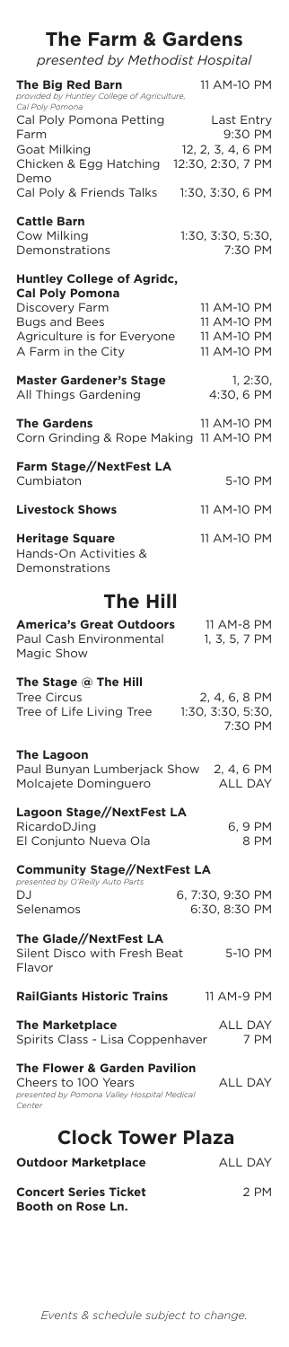# The Farm & Gardens

*presented by Methodist Hospital*

**The Big Red Barn** — 11 AM-10 PM
*provided by Huntley College of Agriculture, Cal Poly Pomona*

| | |
|---|---|
| Cal Poly Pomona Petting Farm | Last Entry 9:30 PM |
| Goat Milking | 12, 2, 3, 4, 6 PM |
| Chicken & Egg Hatching Demo | 12:30, 2:30, 7 PM |
| Cal Poly & Friends Talks | 1:30, 3:30, 6 PM |

**Cattle Barn**

| | |
|---|---|
| Cow Milking Demonstrations | 1:30, 3:30, 5:30, 7:30 PM |

**Huntley College of Agridc, Cal Poly Pomona**

| | |
|---|---|
| Discovery Farm | 11 AM-10 PM |
| Bugs and Bees | 11 AM-10 PM |
| Agriculture is for Everyone | 11 AM-10 PM |
| A Farm in the City | 11 AM-10 PM |

**Master Gardener's Stage**

| | |
|---|---|
| All Things Gardening | 1, 2:30, 4:30, 6 PM |

**The Gardens** — 11 AM-10 PM

| | |
|---|---|
| Corn Grinding & Rope Making | 11 AM-10 PM |

**Farm Stage//NextFest LA**

| | |
|---|---|
| Cumbiaton | 5-10 PM |

**Livestock Shows** — 11 AM-10 PM

**Heritage Square** — 11 AM-10 PM
Hands-On Activities & Demonstrations

# The Hill

**America's Great Outdoors** — 11 AM-8 PM

| | |
|---|---|
| Paul Cash Environmental Magic Show | 1, 3, 5, 7 PM |

**The Stage @ The Hill**

| | |
|---|---|
| Tree Circus | 2, 4, 6, 8 PM |
| Tree of Life Living Tree | 1:30, 3:30, 5:30, 7:30 PM |

**The Lagoon**

| | |
|---|---|
| Paul Bunyan Lumberjack Show | 2, 4, 6 PM |
| Molcajete Dominguero | ALL DAY |

**Lagoon Stage//NextFest LA**

| | |
|---|---|
| RicardoDJing | 6, 9 PM |
| El Conjunto Nueva Ola | 8 PM |

**Community Stage//NextFest LA**
*presented by O'Reilly Auto Parts*

| | |
|---|---|
| DJ | 6, 7:30, 9:30 PM |
| Selenamos | 6:30, 8:30 PM |

**The Glade//NextFest LA**

| | |
|---|---|
| Silent Disco with Fresh Beat Flavor | 5-10 PM |

**RailGiants Historic Trains** — 11 AM-9 PM

**The Marketplace** — ALL DAY

| | |
|---|---|
| Spirits Class - Lisa Coppenhaver | 7 PM |

**The Flower & Garden Pavilion**

| | |
|---|---|
| Cheers to 100 Years | ALL DAY |

*presented by Pomona Valley Hospital Medical Center*

# Clock Tower Plaza

**Outdoor Marketplace** — ALL DAY

**Concert Series Ticket Booth on Rose Ln.** — 2 PM

*Events & schedule subject to change.*